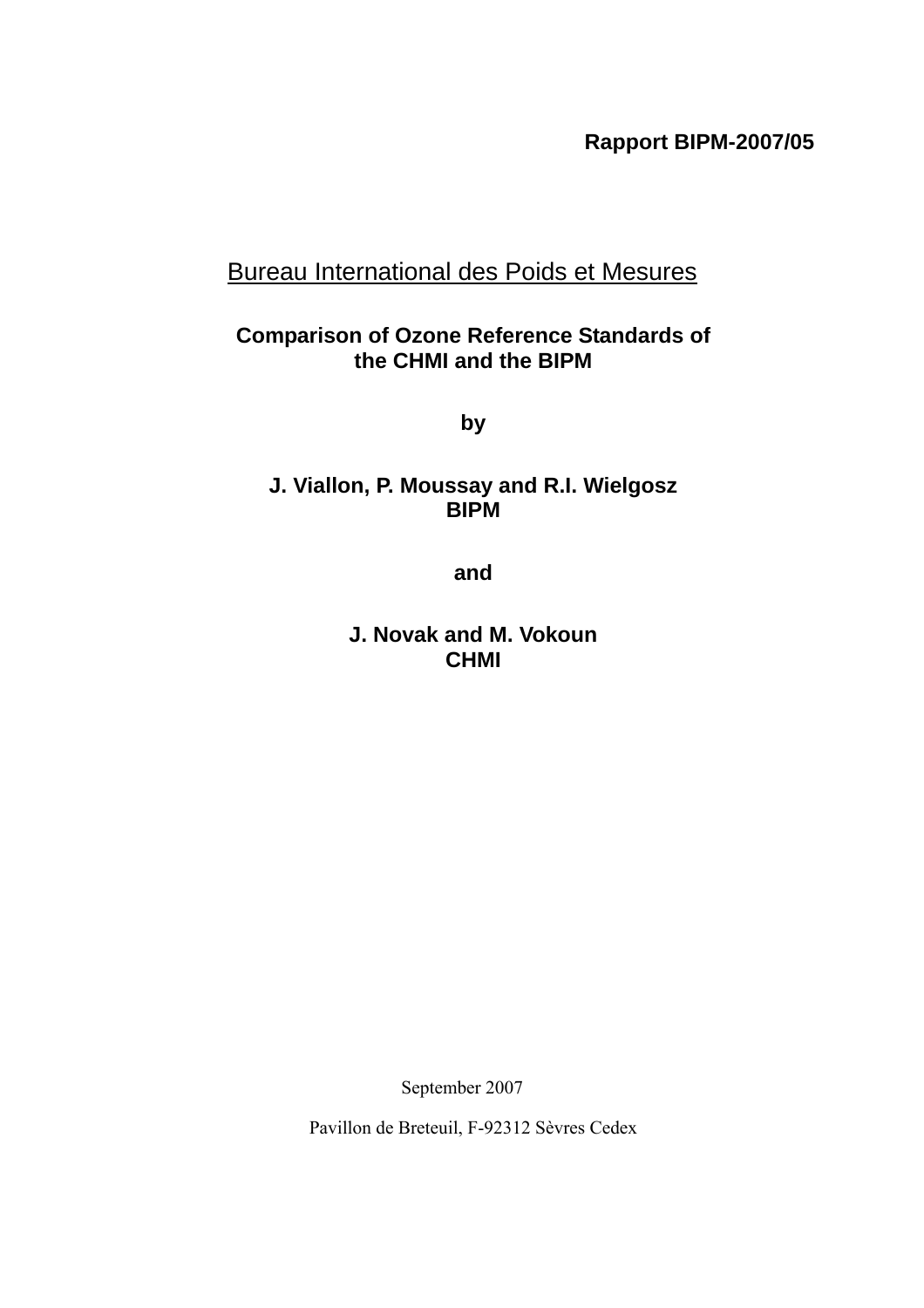**Rapport BIPM-2007/05**

Bureau International des Poids et Mesures

# Comparison of Ozone Reference Standards of the CHMI and the BIPM

**by**

**J. Viallon, P. Moussay and R.I. Wielgosz**
**BIPM**

**and**

**J. Novak and M. Vokoun**
**CHMI**

September 2007

Pavillon de Breteuil, F-92312 Sèvres Cedex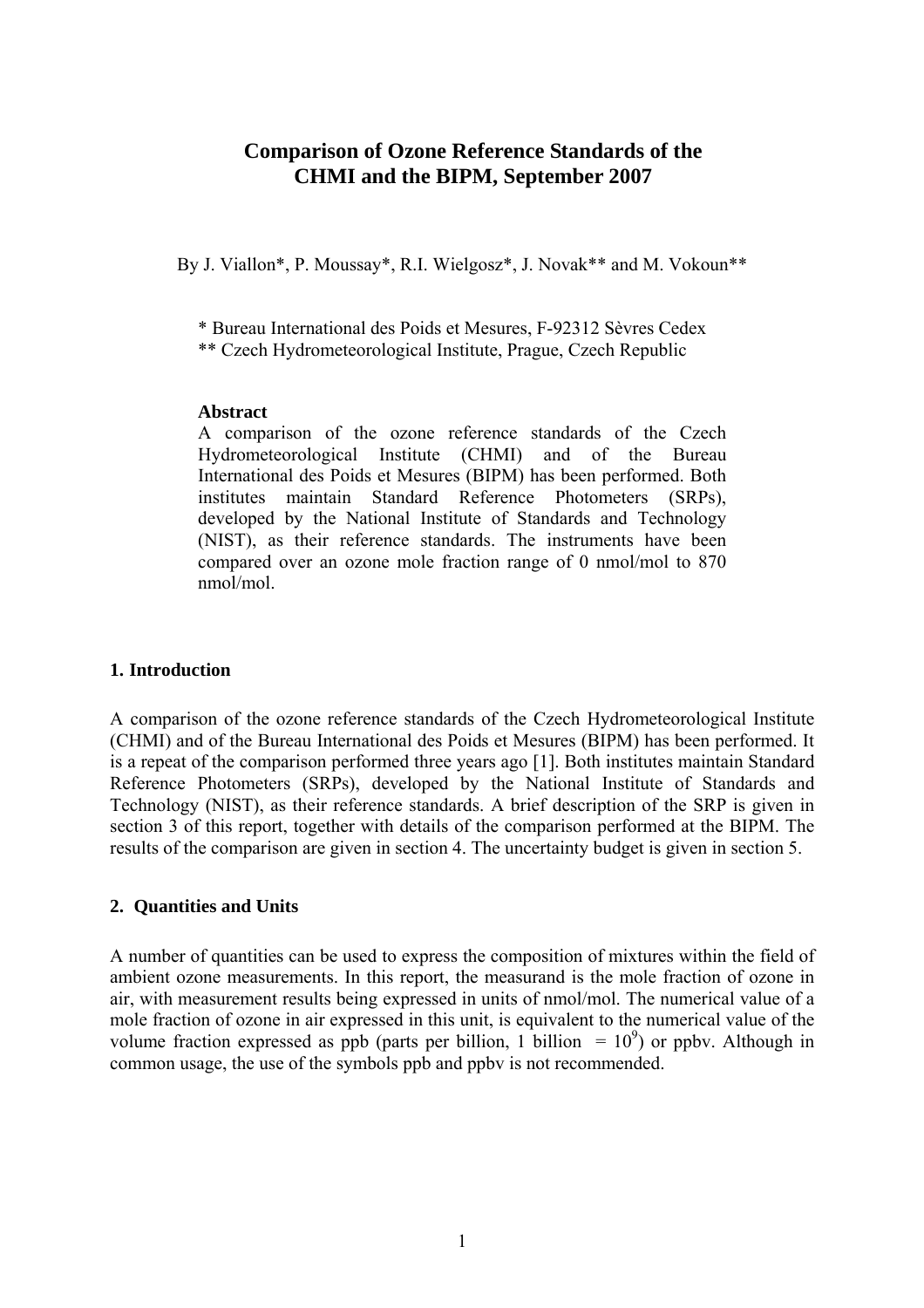# Comparison of Ozone Reference Standards of the CHMI and the BIPM, September 2007

By J. Viallon*, P. Moussay*, R.I. Wielgosz*, J. Novak** and M. Vokoun**

\* Bureau International des Poids et Mesures, F-92312 Sèvres Cedex
\*\* Czech Hydrometeorological Institute, Prague, Czech Republic

**Abstract**

A comparison of the ozone reference standards of the Czech Hydrometeorological Institute (CHMI) and of the Bureau International des Poids et Mesures (BIPM) has been performed. Both institutes maintain Standard Reference Photometers (SRPs), developed by the National Institute of Standards and Technology (NIST), as their reference standards. The instruments have been compared over an ozone mole fraction range of 0 nmol/mol to 870 nmol/mol.

## 1. Introduction

A comparison of the ozone reference standards of the Czech Hydrometeorological Institute (CHMI) and of the Bureau International des Poids et Mesures (BIPM) has been performed. It is a repeat of the comparison performed three years ago [1]. Both institutes maintain Standard Reference Photometers (SRPs), developed by the National Institute of Standards and Technology (NIST), as their reference standards. A brief description of the SRP is given in section 3 of this report, together with details of the comparison performed at the BIPM. The results of the comparison are given in section 4. The uncertainty budget is given in section 5.

## 2. Quantities and Units

A number of quantities can be used to express the composition of mixtures within the field of ambient ozone measurements. In this report, the measurand is the mole fraction of ozone in air, with measurement results being expressed in units of nmol/mol. The numerical value of a mole fraction of ozone in air expressed in this unit, is equivalent to the numerical value of the volume fraction expressed as ppb (parts per billion, 1 billion = $10^9$) or ppbv. Although in common usage, the use of the symbols ppb and ppbv is not recommended.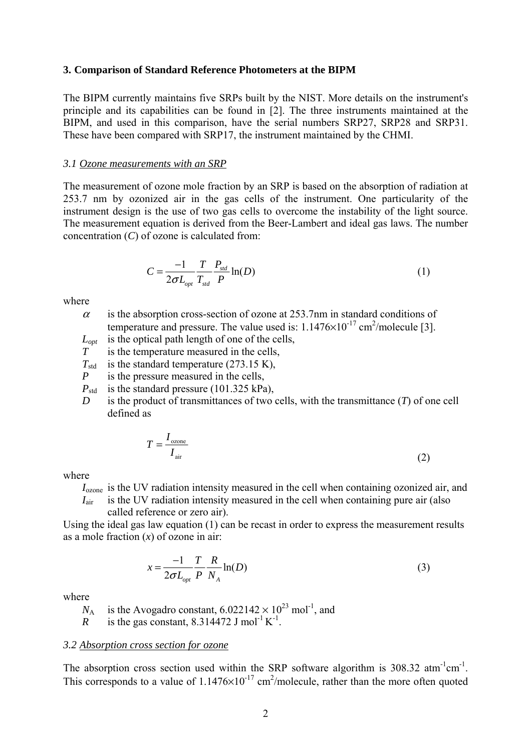### 3. Comparison of Standard Reference Photometers at the BIPM

The BIPM currently maintains five SRPs built by the NIST. More details on the instrument's principle and its capabilities can be found in [2]. The three instruments maintained at the BIPM, and used in this comparison, have the serial numbers SRP27, SRP28 and SRP31. These have been compared with SRP17, the instrument maintained by the CHMI.

#### *3.1 Ozone measurements with an SRP*

The measurement of ozone mole fraction by an SRP is based on the absorption of radiation at 253.7 nm by ozonized air in the gas cells of the instrument. One particularity of the instrument design is the use of two gas cells to overcome the instability of the light source. The measurement equation is derived from the Beer-Lambert and ideal gas laws. The number concentration ($C$) of ozone is calculated from:

$$C = \frac{-1}{2\sigma L_{opt}} \frac{T}{T_{std}} \frac{P_{std}}{P} \ln(D) \tag{1}$$

where

- $\alpha$ is the absorption cross-section of ozone at 253.7nm in standard conditions of temperature and pressure. The value used is: $1.1476 \times 10^{-17}$ cm$^2$/molecule [3].
- $L_{opt}$ is the optical path length of one of the cells,
- $T$ is the temperature measured in the cells,
- $T_{std}$ is the standard temperature (273.15 K),
- $P$ is the pressure measured in the cells,
- $P_{std}$ is the standard pressure (101.325 kPa),
- $D$ is the product of transmittances of two cells, with the transmittance ($T$) of one cell defined as

$$T = \frac{I_{\text{ozone}}}{I_{\text{air}}} \tag{2}$$

where

- $I_{\text{ozone}}$ is the UV radiation intensity measured in the cell when containing ozonized air, and
- $I_{\text{air}}$ is the UV radiation intensity measured in the cell when containing pure air (also called reference or zero air).

Using the ideal gas law equation (1) can be recast in order to express the measurement results as a mole fraction ($x$) of ozone in air:

$$x = \frac{-1}{2\sigma L_{opt}} \frac{T}{P} \frac{R}{N_A} \ln(D) \tag{3}$$

where

- $N_A$ is the Avogadro constant, $6.022142 \times 10^{23}$ mol$^{-1}$, and
- $R$ is the gas constant, 8.314472 J mol$^{-1}$ K$^{-1}$.

#### *3.2 Absorption cross section for ozone*

The absorption cross section used within the SRP software algorithm is 308.32 atm$^{-1}$cm$^{-1}$. This corresponds to a value of $1.1476 \times 10^{-17}$ cm$^2$/molecule, rather than the more often quoted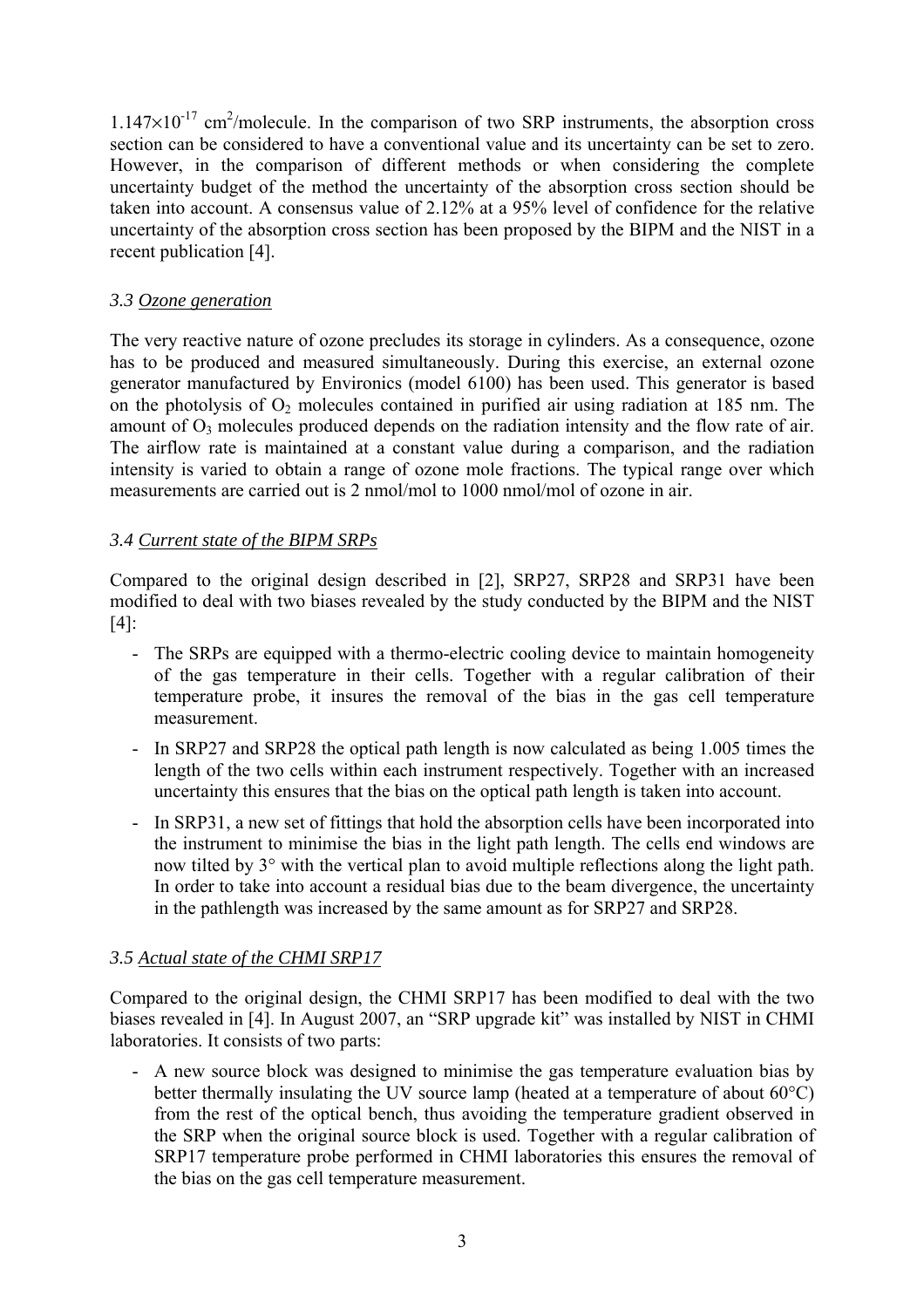$1.147 \times 10^{-17}$ cm$^2$/molecule. In the comparison of two SRP instruments, the absorption cross section can be considered to have a conventional value and its uncertainty can be set to zero. However, in the comparison of different methods or when considering the complete uncertainty budget of the method the uncertainty of the absorption cross section should be taken into account. A consensus value of 2.12% at a 95% level of confidence for the relative uncertainty of the absorption cross section has been proposed by the BIPM and the NIST in a recent publication [4].

### *3.3 Ozone generation*

The very reactive nature of ozone precludes its storage in cylinders. As a consequence, ozone has to be produced and measured simultaneously. During this exercise, an external ozone generator manufactured by Environics (model 6100) has been used. This generator is based on the photolysis of $O_2$ molecules contained in purified air using radiation at 185 nm. The amount of $O_3$ molecules produced depends on the radiation intensity and the flow rate of air. The airflow rate is maintained at a constant value during a comparison, and the radiation intensity is varied to obtain a range of ozone mole fractions. The typical range over which measurements are carried out is 2 nmol/mol to 1000 nmol/mol of ozone in air.

### *3.4 Current state of the BIPM SRPs*

Compared to the original design described in [2], SRP27, SRP28 and SRP31 have been modified to deal with two biases revealed by the study conducted by the BIPM and the NIST [4]:

- The SRPs are equipped with a thermo-electric cooling device to maintain homogeneity of the gas temperature in their cells. Together with a regular calibration of their temperature probe, it insures the removal of the bias in the gas cell temperature measurement.
- In SRP27 and SRP28 the optical path length is now calculated as being 1.005 times the length of the two cells within each instrument respectively. Together with an increased uncertainty this ensures that the bias on the optical path length is taken into account.
- In SRP31, a new set of fittings that hold the absorption cells have been incorporated into the instrument to minimise the bias in the light path length. The cells end windows are now tilted by 3° with the vertical plan to avoid multiple reflections along the light path. In order to take into account a residual bias due to the beam divergence, the uncertainty in the pathlength was increased by the same amount as for SRP27 and SRP28.

### *3.5 Actual state of the CHMI SRP17*

Compared to the original design, the CHMI SRP17 has been modified to deal with the two biases revealed in [4]. In August 2007, an "SRP upgrade kit" was installed by NIST in CHMI laboratories. It consists of two parts:

- A new source block was designed to minimise the gas temperature evaluation bias by better thermally insulating the UV source lamp (heated at a temperature of about 60°C) from the rest of the optical bench, thus avoiding the temperature gradient observed in the SRP when the original source block is used. Together with a regular calibration of SRP17 temperature probe performed in CHMI laboratories this ensures the removal of the bias on the gas cell temperature measurement.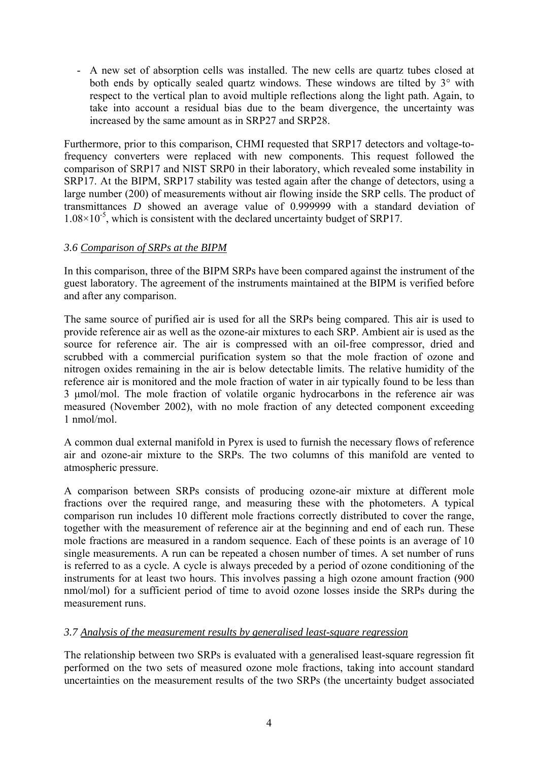- A new set of absorption cells was installed. The new cells are quartz tubes closed at both ends by optically sealed quartz windows. These windows are tilted by 3° with respect to the vertical plan to avoid multiple reflections along the light path. Again, to take into account a residual bias due to the beam divergence, the uncertainty was increased by the same amount as in SRP27 and SRP28.

Furthermore, prior to this comparison, CHMI requested that SRP17 detectors and voltage-to-frequency converters were replaced with new components. This request followed the comparison of SRP17 and NIST SRP0 in their laboratory, which revealed some instability in SRP17. At the BIPM, SRP17 stability was tested again after the change of detectors, using a large number (200) of measurements without air flowing inside the SRP cells. The product of transmittances *D* showed an average value of 0.999999 with a standard deviation of $1.08 \times 10^{-5}$, which is consistent with the declared uncertainty budget of SRP17.

### *3.6 Comparison of SRPs at the BIPM*

In this comparison, three of the BIPM SRPs have been compared against the instrument of the guest laboratory. The agreement of the instruments maintained at the BIPM is verified before and after any comparison.

The same source of purified air is used for all the SRPs being compared. This air is used to provide reference air as well as the ozone-air mixtures to each SRP. Ambient air is used as the source for reference air. The air is compressed with an oil-free compressor, dried and scrubbed with a commercial purification system so that the mole fraction of ozone and nitrogen oxides remaining in the air is below detectable limits. The relative humidity of the reference air is monitored and the mole fraction of water in air typically found to be less than 3 μmol/mol. The mole fraction of volatile organic hydrocarbons in the reference air was measured (November 2002), with no mole fraction of any detected component exceeding 1 nmol/mol.

A common dual external manifold in Pyrex is used to furnish the necessary flows of reference air and ozone-air mixture to the SRPs. The two columns of this manifold are vented to atmospheric pressure.

A comparison between SRPs consists of producing ozone-air mixture at different mole fractions over the required range, and measuring these with the photometers. A typical comparison run includes 10 different mole fractions correctly distributed to cover the range, together with the measurement of reference air at the beginning and end of each run. These mole fractions are measured in a random sequence. Each of these points is an average of 10 single measurements. A run can be repeated a chosen number of times. A set number of runs is referred to as a cycle. A cycle is always preceded by a period of ozone conditioning of the instruments for at least two hours. This involves passing a high ozone amount fraction (900 nmol/mol) for a sufficient period of time to avoid ozone losses inside the SRPs during the measurement runs.

### *3.7 Analysis of the measurement results by generalised least-square regression*

The relationship between two SRPs is evaluated with a generalised least-square regression fit performed on the two sets of measured ozone mole fractions, taking into account standard uncertainties on the measurement results of the two SRPs (the uncertainty budget associated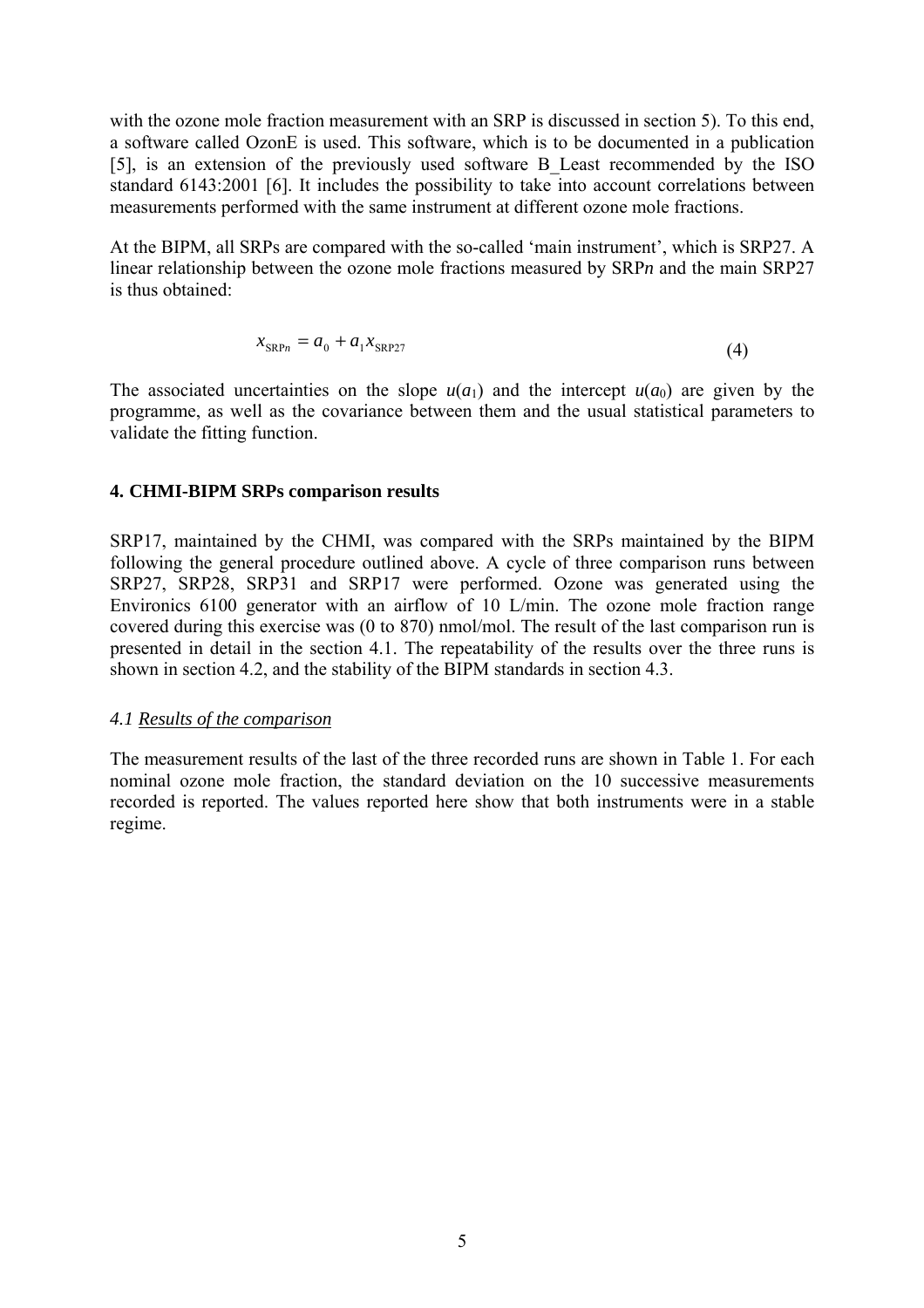with the ozone mole fraction measurement with an SRP is discussed in section 5). To this end, a software called OzonE is used. This software, which is to be documented in a publication [5], is an extension of the previously used software B_Least recommended by the ISO standard 6143:2001 [6]. It includes the possibility to take into account correlations between measurements performed with the same instrument at different ozone mole fractions.

At the BIPM, all SRPs are compared with the so-called 'main instrument', which is SRP27. A linear relationship between the ozone mole fractions measured by SRP*n* and the main SRP27 is thus obtained:

$$x_{\mathrm{SRP}n} = a_0 + a_1 x_{\mathrm{SRP27}} \tag{4}$$

The associated uncertainties on the slope $u(a_1)$ and the intercept $u(a_0)$ are given by the programme, as well as the covariance between them and the usual statistical parameters to validate the fitting function.

## 4. CHMI-BIPM SRPs comparison results

SRP17, maintained by the CHMI, was compared with the SRPs maintained by the BIPM following the general procedure outlined above. A cycle of three comparison runs between SRP27, SRP28, SRP31 and SRP17 were performed. Ozone was generated using the Environics 6100 generator with an airflow of 10 L/min. The ozone mole fraction range covered during this exercise was (0 to 870) nmol/mol. The result of the last comparison run is presented in detail in the section 4.1. The repeatability of the results over the three runs is shown in section 4.2, and the stability of the BIPM standards in section 4.3.

### *4.1 Results of the comparison*

The measurement results of the last of the three recorded runs are shown in Table 1. For each nominal ozone mole fraction, the standard deviation on the 10 successive measurements recorded is reported. The values reported here show that both instruments were in a stable regime.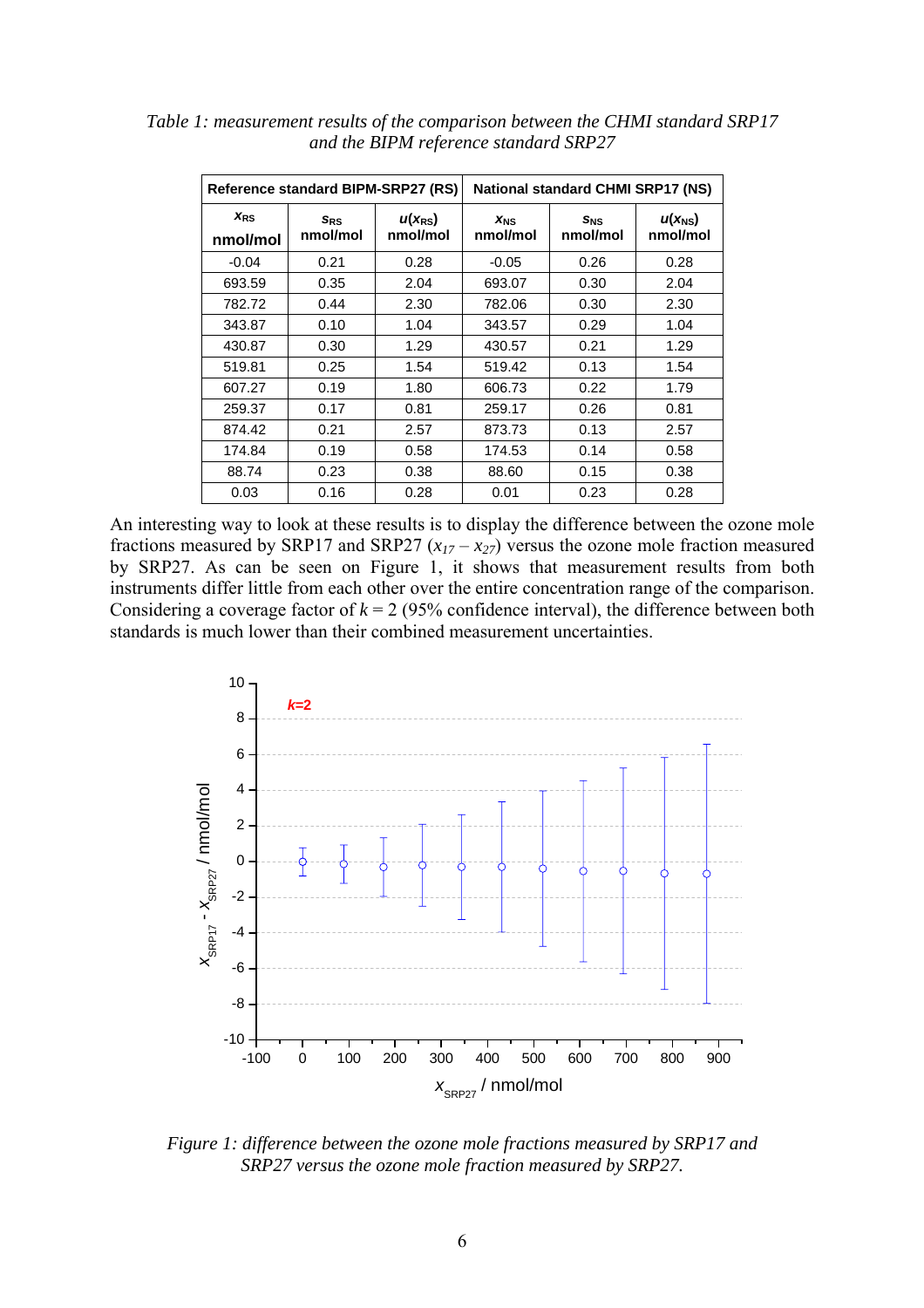*Table 1: measurement results of the comparison between the CHMI standard SRP17 and the BIPM reference standard SRP27*

| Reference standard BIPM-SRP27 (RS) | | | National standard CHMI SRP17 (NS) | | |
|---|---|---|---|---|---|
| $x_{RS}$ nmol/mol | $s_{RS}$ nmol/mol | $u(x_{RS})$ nmol/mol | $x_{NS}$ nmol/mol | $s_{NS}$ nmol/mol | $u(x_{NS})$ nmol/mol |
| -0.04 | 0.21 | 0.28 | -0.05 | 0.26 | 0.28 |
| 693.59 | 0.35 | 2.04 | 693.07 | 0.30 | 2.04 |
| 782.72 | 0.44 | 2.30 | 782.06 | 0.30 | 2.30 |
| 343.87 | 0.10 | 1.04 | 343.57 | 0.29 | 1.04 |
| 430.87 | 0.30 | 1.29 | 430.57 | 0.21 | 1.29 |
| 519.81 | 0.25 | 1.54 | 519.42 | 0.13 | 1.54 |
| 607.27 | 0.19 | 1.80 | 606.73 | 0.22 | 1.79 |
| 259.37 | 0.17 | 0.81 | 259.17 | 0.26 | 0.81 |
| 874.42 | 0.21 | 2.57 | 873.73 | 0.13 | 2.57 |
| 174.84 | 0.19 | 0.58 | 174.53 | 0.14 | 0.58 |
| 88.74 | 0.23 | 0.38 | 88.60 | 0.15 | 0.38 |
| 0.03 | 0.16 | 0.28 | 0.01 | 0.23 | 0.28 |

An interesting way to look at these results is to display the difference between the ozone mole fractions measured by SRP17 and SRP27 ($x_{17} - x_{27}$) versus the ozone mole fraction measured by SRP27. As can be seen on Figure 1, it shows that measurement results from both instruments differ little from each other over the entire concentration range of the comparison. Considering a coverage factor of $k = 2$ (95% confidence interval), the difference between both standards is much lower than their combined measurement uncertainties.

*Figure 1: difference between the ozone mole fractions measured by SRP17 and SRP27 versus the ozone mole fraction measured by SRP27.*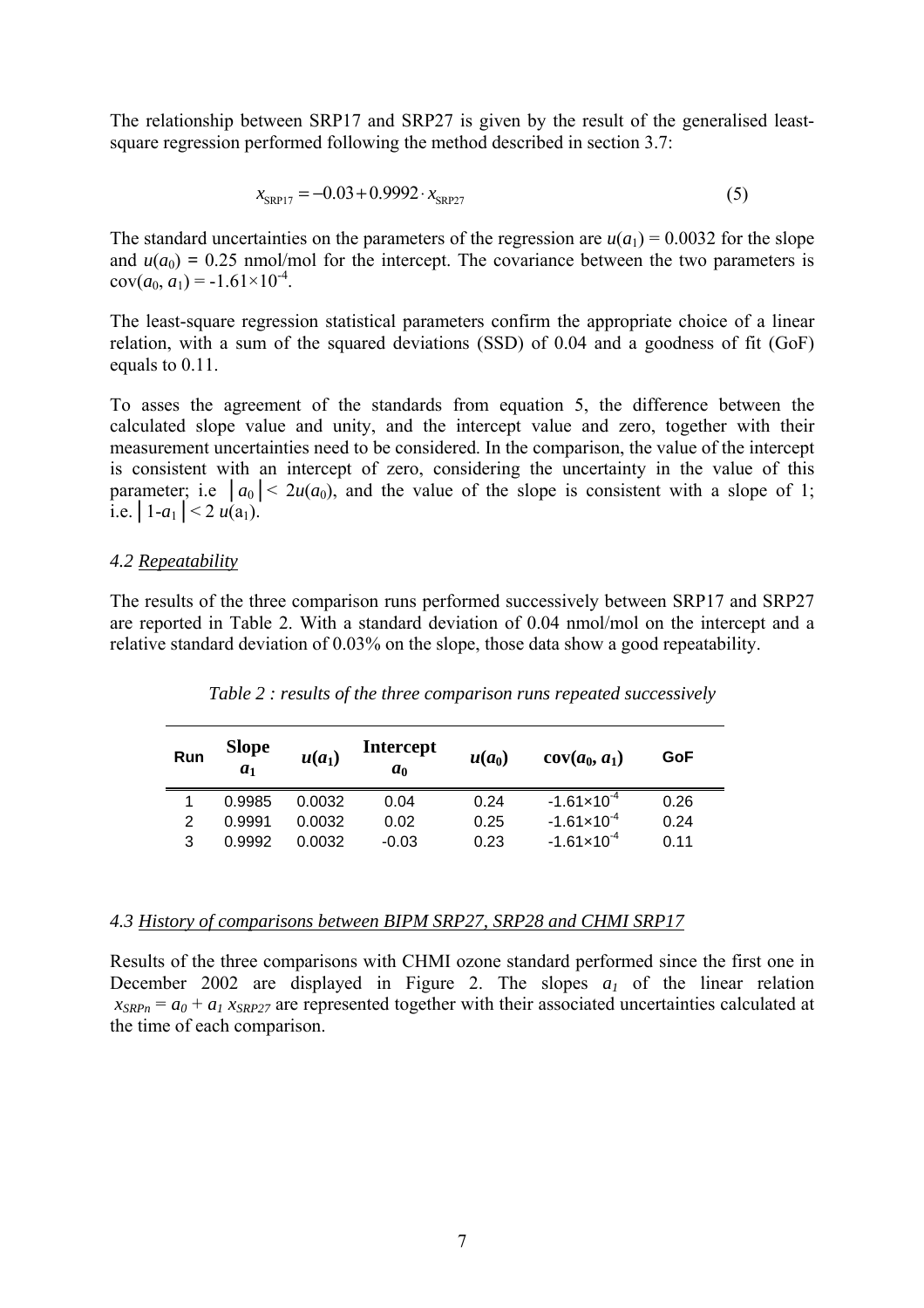The relationship between SRP17 and SRP27 is given by the result of the generalised least-square regression performed following the method described in section 3.7:

$$x_{\text{SRP17}} = -0.03 + 0.9992 \cdot x_{\text{SRP27}} \tag{5}$$

The standard uncertainties on the parameters of the regression are $u(a_1) = 0.0032$ for the slope and $u(a_0) = 0.25$ nmol/mol for the intercept. The covariance between the two parameters is $\text{cov}(a_0, a_1) = -1.61 \times 10^{-4}$.

The least-square regression statistical parameters confirm the appropriate choice of a linear relation, with a sum of the squared deviations (SSD) of 0.04 and a goodness of fit (GoF) equals to 0.11.

To asses the agreement of the standards from equation 5, the difference between the calculated slope value and unity, and the intercept value and zero, together with their measurement uncertainties need to be considered. In the comparison, the value of the intercept is consistent with an intercept of zero, considering the uncertainty in the value of this parameter; i.e $|a_0| < 2u(a_0)$, and the value of the slope is consistent with a slope of 1; i.e. $|1 - a_1| < 2\,u(a_1)$.

### *4.2 Repeatability*

The results of the three comparison runs performed successively between SRP17 and SRP27 are reported in Table 2. With a standard deviation of 0.04 nmol/mol on the intercept and a relative standard deviation of 0.03% on the slope, those data show a good repeatability.

*Table 2 : results of the three comparison runs repeated successively*

| Run | Slope $a_1$ | $u(a_1)$ | Intercept $a_0$ | $u(a_0)$ | $\text{cov}(a_0, a_1)$ | GoF |
|---|---|---|---|---|---|---|
| 1 | 0.9985 | 0.0032 | 0.04 | 0.24 | $-1.61 \times 10^{-4}$ | 0.26 |
| 2 | 0.9991 | 0.0032 | 0.02 | 0.25 | $-1.61 \times 10^{-4}$ | 0.24 |
| 3 | 0.9992 | 0.0032 | -0.03 | 0.23 | $-1.61 \times 10^{-4}$ | 0.11 |

### *4.3 History of comparisons between BIPM SRP27, SRP28 and CHMI SRP17*

Results of the three comparisons with CHMI ozone standard performed since the first one in December 2002 are displayed in Figure 2. The slopes $a_1$ of the linear relation $x_{SRPn} = a_0 + a_1\, x_{SRP27}$ are represented together with their associated uncertainties calculated at the time of each comparison.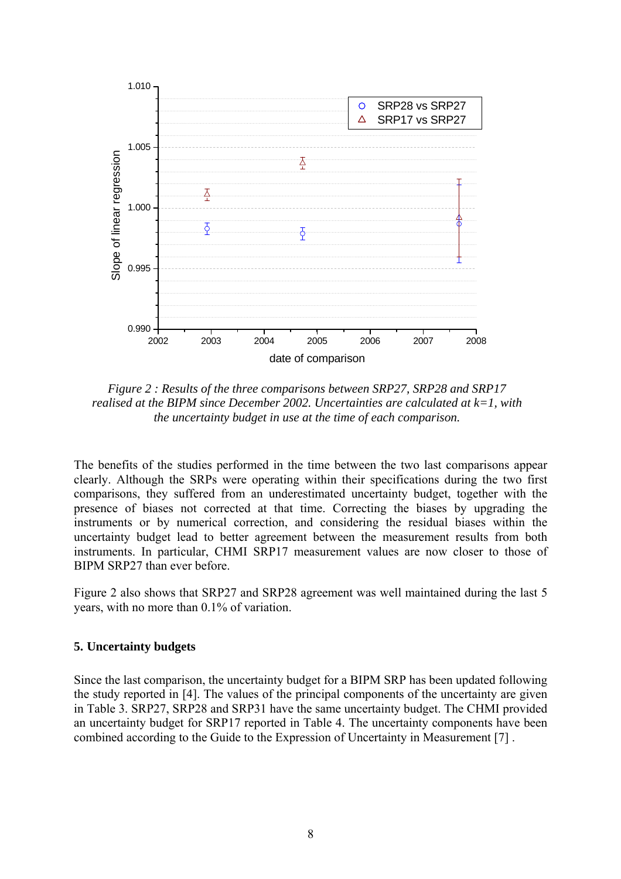*Figure 2 : Results of the three comparisons between SRP27, SRP28 and SRP17 realised at the BIPM since December 2002. Uncertainties are calculated at k=1, with the uncertainty budget in use at the time of each comparison.*

The benefits of the studies performed in the time between the two last comparisons appear clearly. Although the SRPs were operating within their specifications during the two first comparisons, they suffered from an underestimated uncertainty budget, together with the presence of biases not corrected at that time. Correcting the biases by upgrading the instruments or by numerical correction, and considering the residual biases within the uncertainty budget lead to better agreement between the measurement results from both instruments. In particular, CHMI SRP17 measurement values are now closer to those of BIPM SRP27 than ever before.

Figure 2 also shows that SRP27 and SRP28 agreement was well maintained during the last 5 years, with no more than 0.1% of variation.

## 5. Uncertainty budgets

Since the last comparison, the uncertainty budget for a BIPM SRP has been updated following the study reported in [4]. The values of the principal components of the uncertainty are given in Table 3. SRP27, SRP28 and SRP31 have the same uncertainty budget. The CHMI provided an uncertainty budget for SRP17 reported in Table 4. The uncertainty components have been combined according to the Guide to the Expression of Uncertainty in Measurement [7] .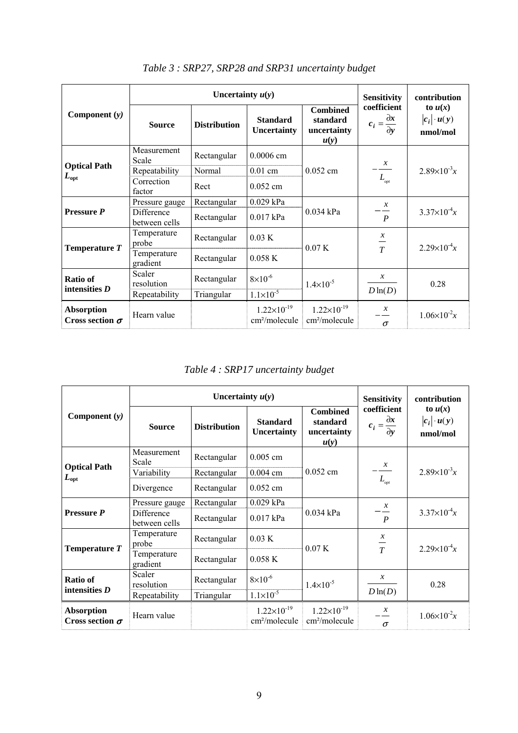*Table 3 : SRP27, SRP28 and SRP31 uncertainty budget*

| Component ($y$) | Uncertainty $u(y)$ | | | | Sensitivity coefficient $c_i = \frac{\partial x}{\partial y}$ | contribution to $u(x)$ $\lvert c_i \rvert \cdot u(y)$ nmol/mol |
|---|---|---|---|---|---|---|
| | **Source** | **Distribution** | **Standard Uncertainty** | **Combined standard uncertainty $u(y)$** | | |
| **Optical Path $L_{opt}$** | Measurement Scale | Rectangular | 0.0006 cm | 0.052 cm | $-\frac{x}{L_{opt}}$ | $2.89\times10^{-3}x$ |
| | Repeatability | Normal | 0.01 cm | | | |
| | Correction factor | Rect | 0.052 cm | | | |
| **Pressure $P$** | Pressure gauge | Rectangular | 0.029 kPa | 0.034 kPa | $-\frac{x}{P}$ | $3.37\times10^{-4}x$ |
| | Difference between cells | Rectangular | 0.017 kPa | | | |
| **Temperature $T$** | Temperature probe | Rectangular | 0.03 K | 0.07 K | $\frac{x}{T}$ | $2.29\times10^{-4}x$ |
| | Temperature gradient | Rectangular | 0.058 K | | | |
| **Ratio of intensities $D$** | Scaler resolution | Rectangular | $8\times10^{-6}$ | $1.4\times10^{-5}$ | $\frac{x}{D\ln(D)}$ | 0.28 |
| | Repeatability | Triangular | $1.1\times10^{-5}$ | | | |
| **Absorption Cross section $\sigma$** | Hearn value | | $1.22\times10^{-19}$ cm²/molecule | $1.22\times10^{-19}$ cm²/molecule | $-\frac{x}{\sigma}$ | $1.06\times10^{-2}x$ |

*Table 4 : SRP17 uncertainty budget*

| Component ($y$) | Uncertainty $u(y)$ | | | | Sensitivity coefficient $c_i = \frac{\partial x}{\partial y}$ | contribution to $u(x)$ $\lvert c_i \rvert \cdot u(y)$ nmol/mol |
|---|---|---|---|---|---|---|
| | **Source** | **Distribution** | **Standard Uncertainty** | **Combined standard uncertainty $u(y)$** | | |
| **Optical Path $L_{opt}$** | Measurement Scale | Rectangular | 0.005 cm | 0.052 cm | $-\frac{x}{L_{opt}}$ | $2.89\times10^{-3}x$ |
| | Variability | Rectangular | 0.004 cm | | | |
| | Divergence | Rectangular | 0.052 cm | | | |
| **Pressure $P$** | Pressure gauge | Rectangular | 0.029 kPa | 0.034 kPa | $-\frac{x}{P}$ | $3.37\times10^{-4}x$ |
| | Difference between cells | Rectangular | 0.017 kPa | | | |
| **Temperature $T$** | Temperature probe | Rectangular | 0.03 K | 0.07 K | $\frac{x}{T}$ | $2.29\times10^{-4}x$ |
| | Temperature gradient | Rectangular | 0.058 K | | | |
| **Ratio of intensities $D$** | Scaler resolution | Rectangular | $8\times10^{-6}$ | $1.4\times10^{-5}$ | $\frac{x}{D\ln(D)}$ | 0.28 |
| | Repeatability | Triangular | $1.1\times10^{-5}$ | | | |
| **Absorption Cross section $\sigma$** | Hearn value | | $1.22\times10^{-19}$ cm²/molecule | $1.22\times10^{-19}$ cm²/molecule | $-\frac{x}{\sigma}$ | $1.06\times10^{-2}x$ |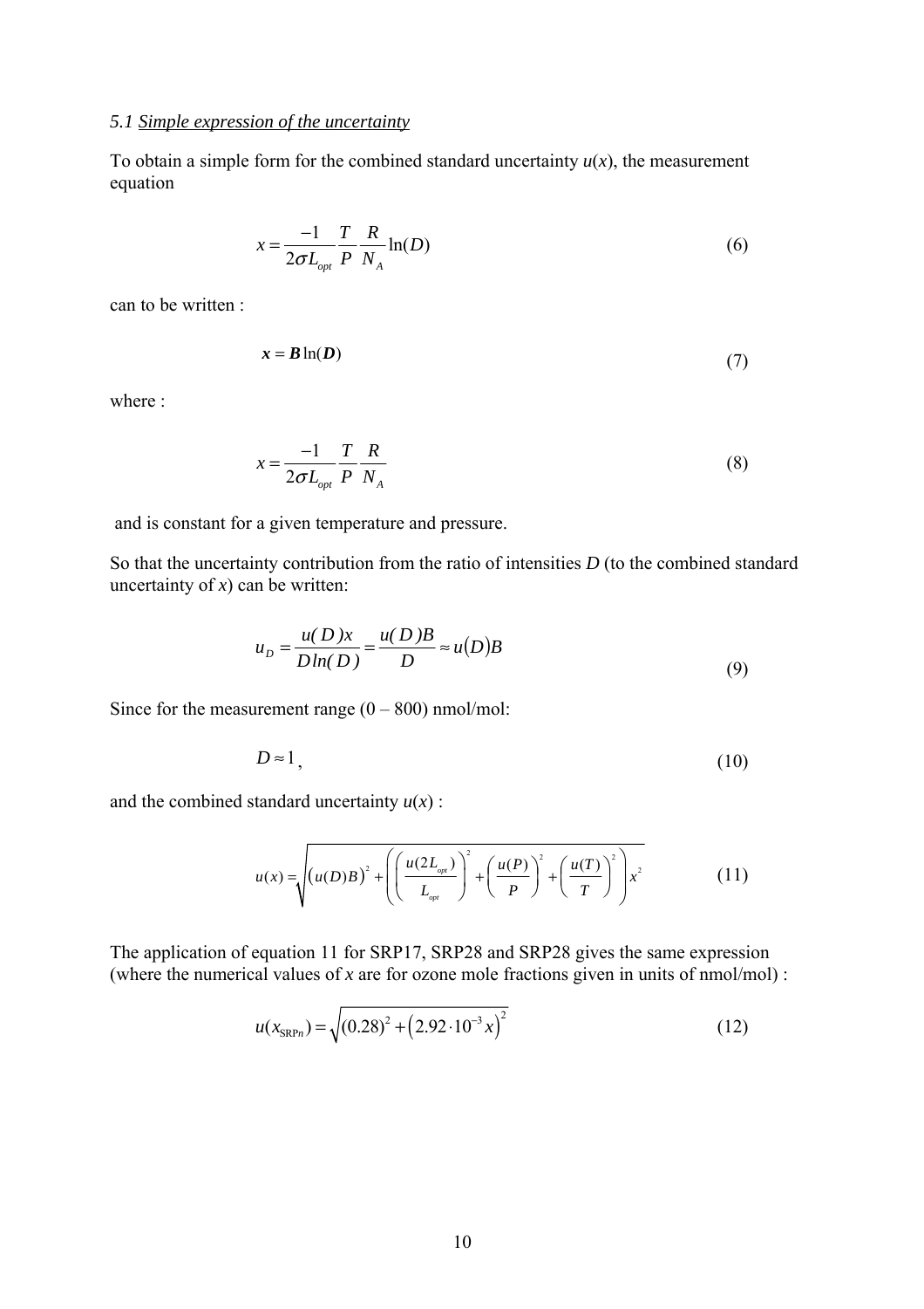*5.1 Simple expression of the uncertainty*

To obtain a simple form for the combined standard uncertainty $u(x)$, the measurement equation

$$x = \frac{-1}{2\sigma L_{opt}} \frac{T}{P} \frac{R}{N_A} \ln(D) \tag{6}$$

can to be written :

$$\boldsymbol{x} = \boldsymbol{B} \ln(\boldsymbol{D}) \tag{7}$$

where :

$$x = \frac{-1}{2\sigma L_{opt}} \frac{T}{P} \frac{R}{N_A} \tag{8}$$

and is constant for a given temperature and pressure.

So that the uncertainty contribution from the ratio of intensities $D$ (to the combined standard uncertainty of $x$) can be written:

$$u_D = \frac{u(D)x}{D \ln(D)} = \frac{u(D)B}{D} \approx u(D)B \tag{9}$$

Since for the measurement range (0 – 800) nmol/mol:

$$D \approx 1, \tag{10}$$

and the combined standard uncertainty $u(x)$ :

$$u(x) = \sqrt{\left(u(D)B\right)^2 + \left(\left(\frac{u(2L_{opt})}{L_{opt}}\right)^2 + \left(\frac{u(P)}{P}\right)^2 + \left(\frac{u(T)}{T}\right)^2\right)x^2} \tag{11}$$

The application of equation 11 for SRP17, SRP28 and SRP28 gives the same expression (where the numerical values of $x$ are for ozone mole fractions given in units of nmol/mol) :

$$u(x_{\mathrm{SRP}n}) = \sqrt{(0.28)^2 + \left(2.92 \cdot 10^{-3} x\right)^2} \tag{12}$$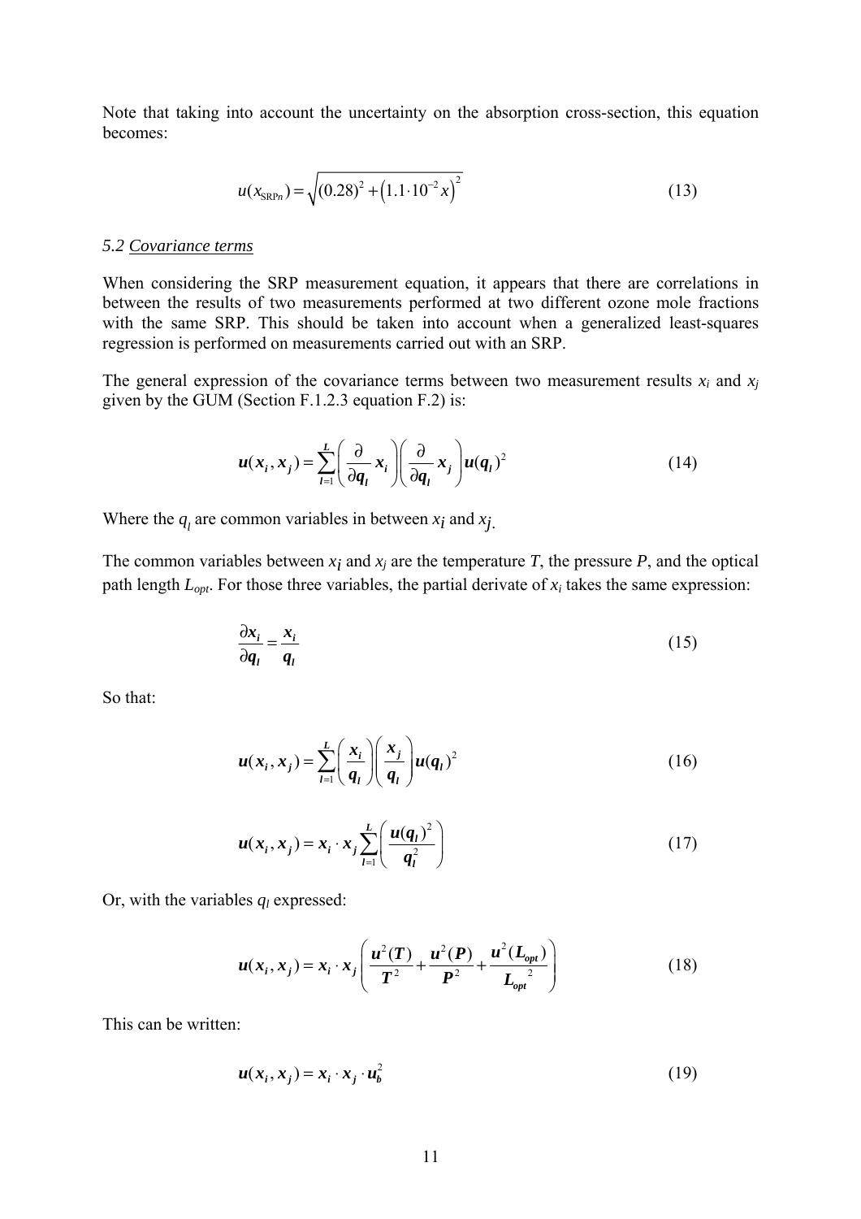Note that taking into account the uncertainty on the absorption cross-section, this equation becomes:

$$u(x_{\mathrm{SRP}n}) = \sqrt{(0.28)^2 + \left(1.1 \cdot 10^{-2} x\right)^2} \tag{13}$$

### 5.2 Covariance terms

When considering the SRP measurement equation, it appears that there are correlations in between the results of two measurements performed at two different ozone mole fractions with the same SRP. This should be taken into account when a generalized least-squares regression is performed on measurements carried out with an SRP.

The general expression of the covariance terms between two measurement results $x_i$ and $x_j$ given by the GUM (Section F.1.2.3 equation F.2) is:

$$\boldsymbol{u}(\boldsymbol{x}_i, \boldsymbol{x}_j) = \sum_{l=1}^{L} \left( \frac{\partial}{\partial \boldsymbol{q}_l} \boldsymbol{x}_i \right) \left( \frac{\partial}{\partial \boldsymbol{q}_l} \boldsymbol{x}_j \right) \boldsymbol{u}(\boldsymbol{q}_l)^2 \tag{14}$$

Where the $q_l$ are common variables in between $x_i$ and $x_j$.

The common variables between $x_i$ and $x_j$ are the temperature $T$, the pressure $P$, and the optical path length $L_{opt}$. For those three variables, the partial derivate of $x_i$ takes the same expression:

$$\frac{\partial \boldsymbol{x}_i}{\partial \boldsymbol{q}_l} = \frac{\boldsymbol{x}_i}{\boldsymbol{q}_l} \tag{15}$$

So that:

$$\boldsymbol{u}(\boldsymbol{x}_i, \boldsymbol{x}_j) = \sum_{l=1}^{L} \left( \frac{\boldsymbol{x}_i}{\boldsymbol{q}_l} \right) \left( \frac{\boldsymbol{x}_j}{\boldsymbol{q}_l} \right) \boldsymbol{u}(\boldsymbol{q}_l)^2 \tag{16}$$

$$\boldsymbol{u}(\boldsymbol{x}_i, \boldsymbol{x}_j) = \boldsymbol{x}_i \cdot \boldsymbol{x}_j \sum_{l=1}^{L} \left( \frac{\boldsymbol{u}(\boldsymbol{q}_l)^2}{\boldsymbol{q}_l^2} \right) \tag{17}$$

Or, with the variables $q_l$ expressed:

$$\boldsymbol{u}(\boldsymbol{x}_i, \boldsymbol{x}_j) = \boldsymbol{x}_i \cdot \boldsymbol{x}_j \left( \frac{\boldsymbol{u}^2(\boldsymbol{T})}{\boldsymbol{T}^2} + \frac{\boldsymbol{u}^2(\boldsymbol{P})}{\boldsymbol{P}^2} + \frac{\boldsymbol{u}^2(\boldsymbol{L}_{opt})}{\boldsymbol{L}_{opt}^{\;2}} \right) \tag{18}$$

This can be written:

$$\boldsymbol{u}(\boldsymbol{x}_i, \boldsymbol{x}_j) = \boldsymbol{x}_i \cdot \boldsymbol{x}_j \cdot \boldsymbol{u}_b^2 \tag{19}$$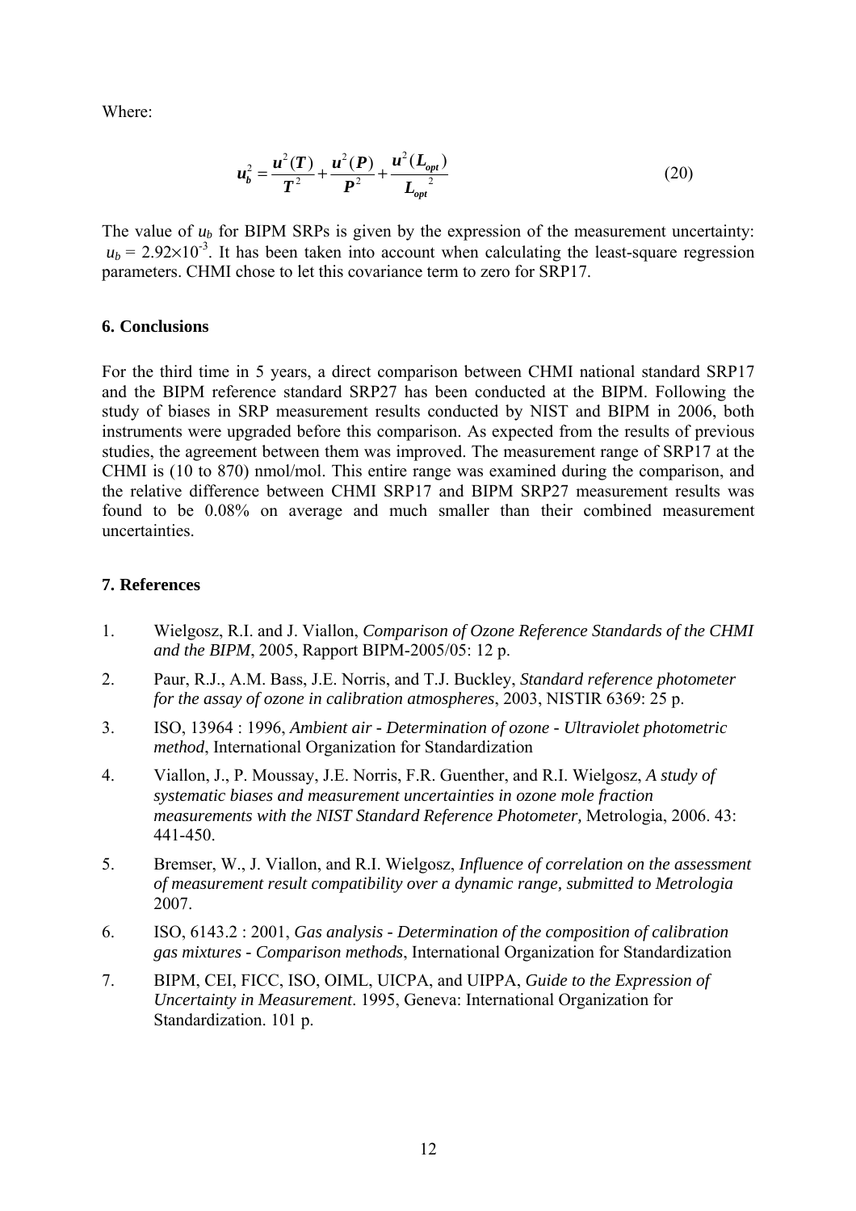Where:

$$u_b^2 = \frac{u^2(T)}{T^2} + \frac{u^2(P)}{P^2} + \frac{u^2(L_{opt})}{L_{opt}^{\ 2}} \qquad (20)$$

The value of $u_b$ for BIPM SRPs is given by the expression of the measurement uncertainty: $u_b = 2.92\times10^{-3}$. It has been taken into account when calculating the least-square regression parameters. CHMI chose to let this covariance term to zero for SRP17.

## 6. Conclusions

For the third time in 5 years, a direct comparison between CHMI national standard SRP17 and the BIPM reference standard SRP27 has been conducted at the BIPM. Following the study of biases in SRP measurement results conducted by NIST and BIPM in 2006, both instruments were upgraded before this comparison. As expected from the results of previous studies, the agreement between them was improved. The measurement range of SRP17 at the CHMI is (10 to 870) nmol/mol. This entire range was examined during the comparison, and the relative difference between CHMI SRP17 and BIPM SRP27 measurement results was found to be 0.08% on average and much smaller than their combined measurement uncertainties.

## 7. References

1. Wielgosz, R.I. and J. Viallon, *Comparison of Ozone Reference Standards of the CHMI and the BIPM*, 2005, Rapport BIPM-2005/05: 12 p.
2. Paur, R.J., A.M. Bass, J.E. Norris, and T.J. Buckley, *Standard reference photometer for the assay of ozone in calibration atmospheres*, 2003, NISTIR 6369: 25 p.
3. ISO, 13964 : 1996, *Ambient air - Determination of ozone - Ultraviolet photometric method*, International Organization for Standardization
4. Viallon, J., P. Moussay, J.E. Norris, F.R. Guenther, and R.I. Wielgosz, *A study of systematic biases and measurement uncertainties in ozone mole fraction measurements with the NIST Standard Reference Photometer,* Metrologia, 2006. 43: 441-450.
5. Bremser, W., J. Viallon, and R.I. Wielgosz, *Influence of correlation on the assessment of measurement result compatibility over a dynamic range, submitted to Metrologia* 2007.
6. ISO, 6143.2 : 2001, *Gas analysis - Determination of the composition of calibration gas mixtures - Comparison methods*, International Organization for Standardization
7. BIPM, CEI, FICC, ISO, OIML, UICPA, and UIPPA, *Guide to the Expression of Uncertainty in Measurement*. 1995, Geneva: International Organization for Standardization. 101 p.